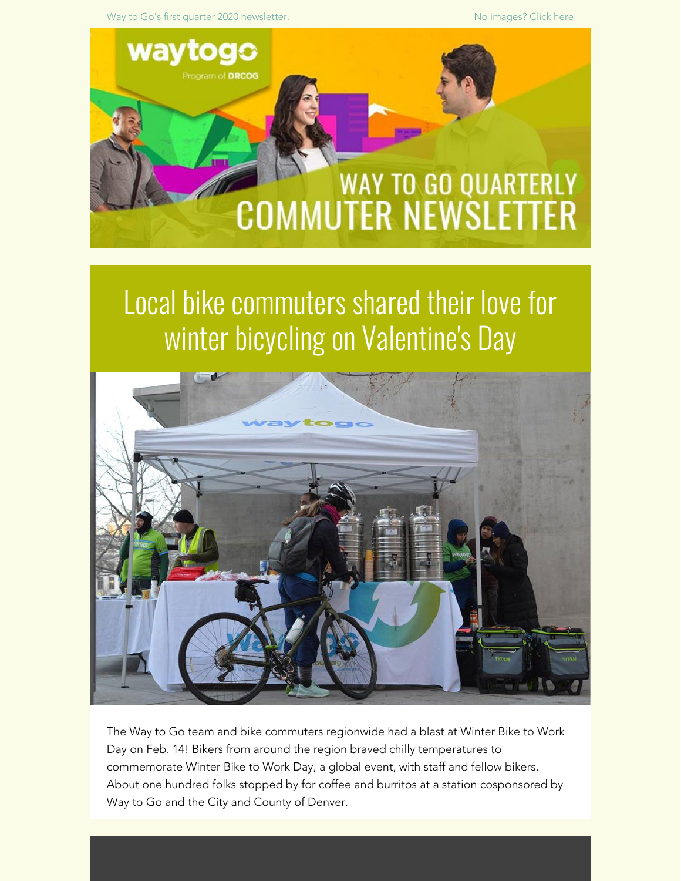Way to Go's first quarter 2020 newsletter.

No images? Click here

# WAY TO GO QUARTERLY COMMUTER NEWSLETTER

## Local bike commuters shared their love for winter bicycling on Valentine's Day

The Way to Go team and bike commuters regionwide had a blast at Winter Bike to Work Day on Feb. 14! Bikers from around the region braved chilly temperatures to commemorate Winter Bike to Work Day, a global event, with staff and fellow bikers. About one hundred folks stopped by for coffee and burritos at a station cosponsored by Way to Go and the City and County of Denver.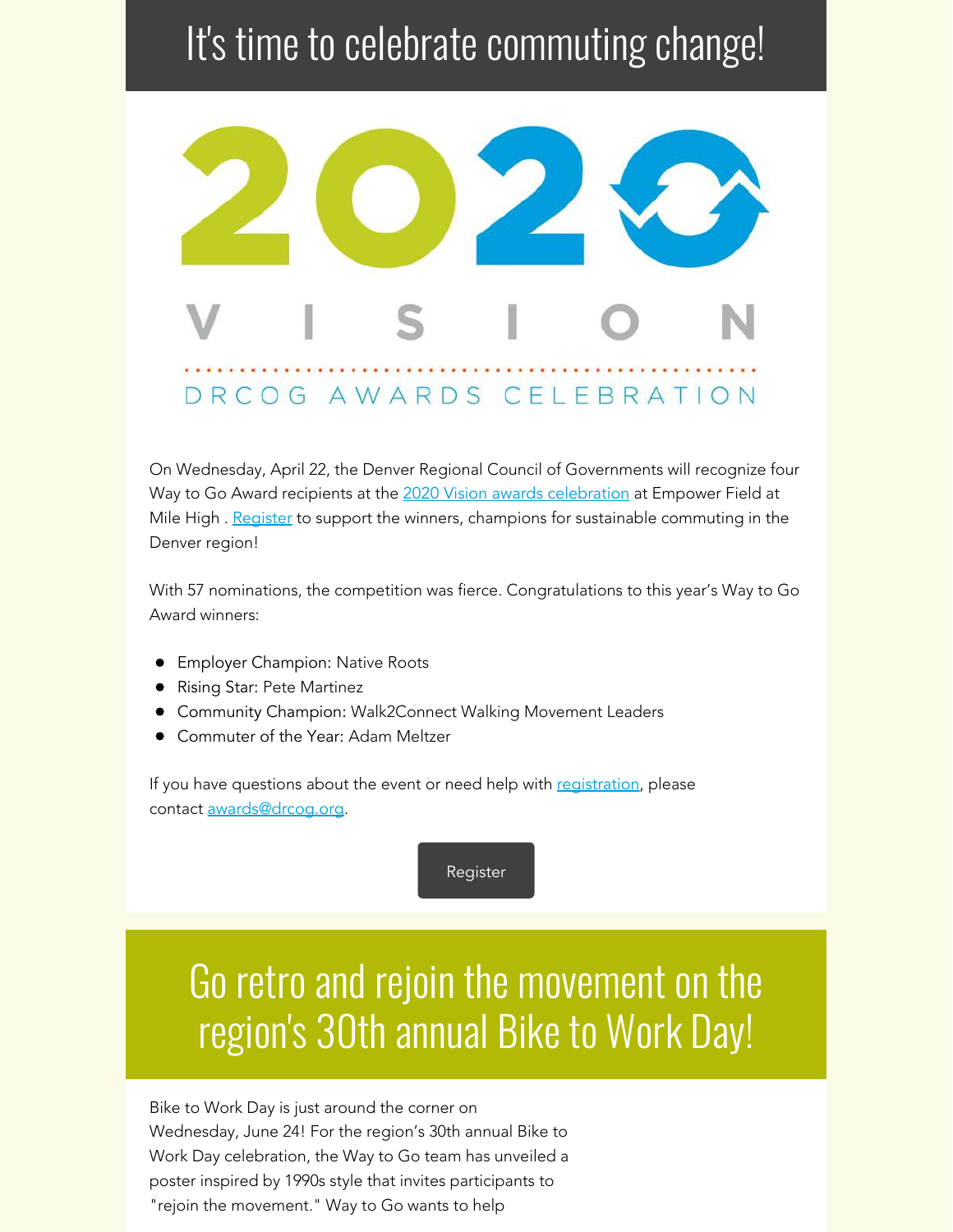# It's time to celebrate commuting change!

2020 VISION

DRCOG AWARDS CELEBRATION

On Wednesday, April 22, the Denver Regional Council of Governments will recognize four Way to Go Award recipients at the 2020 Vision awards celebration at Empower Field at Mile High . Register to support the winners, champions for sustainable commuting in the Denver region!

With 57 nominations, the competition was fierce. Congratulations to this year's Way to Go Award winners:

- Employer Champion: Native Roots
- Rising Star: Pete Martinez
- Community Champion: Walk2Connect Walking Movement Leaders
- Commuter of the Year: Adam Meltzer

If you have questions about the event or need help with registration, please contact awards@drcog.org.

Register

# Go retro and rejoin the movement on the region's 30th annual Bike to Work Day!

Bike to Work Day is just around the corner on Wednesday, June 24! For the region's 30th annual Bike to Work Day celebration, the Way to Go team has unveiled a poster inspired by 1990s style that invites participants to "rejoin the movement." Way to Go wants to help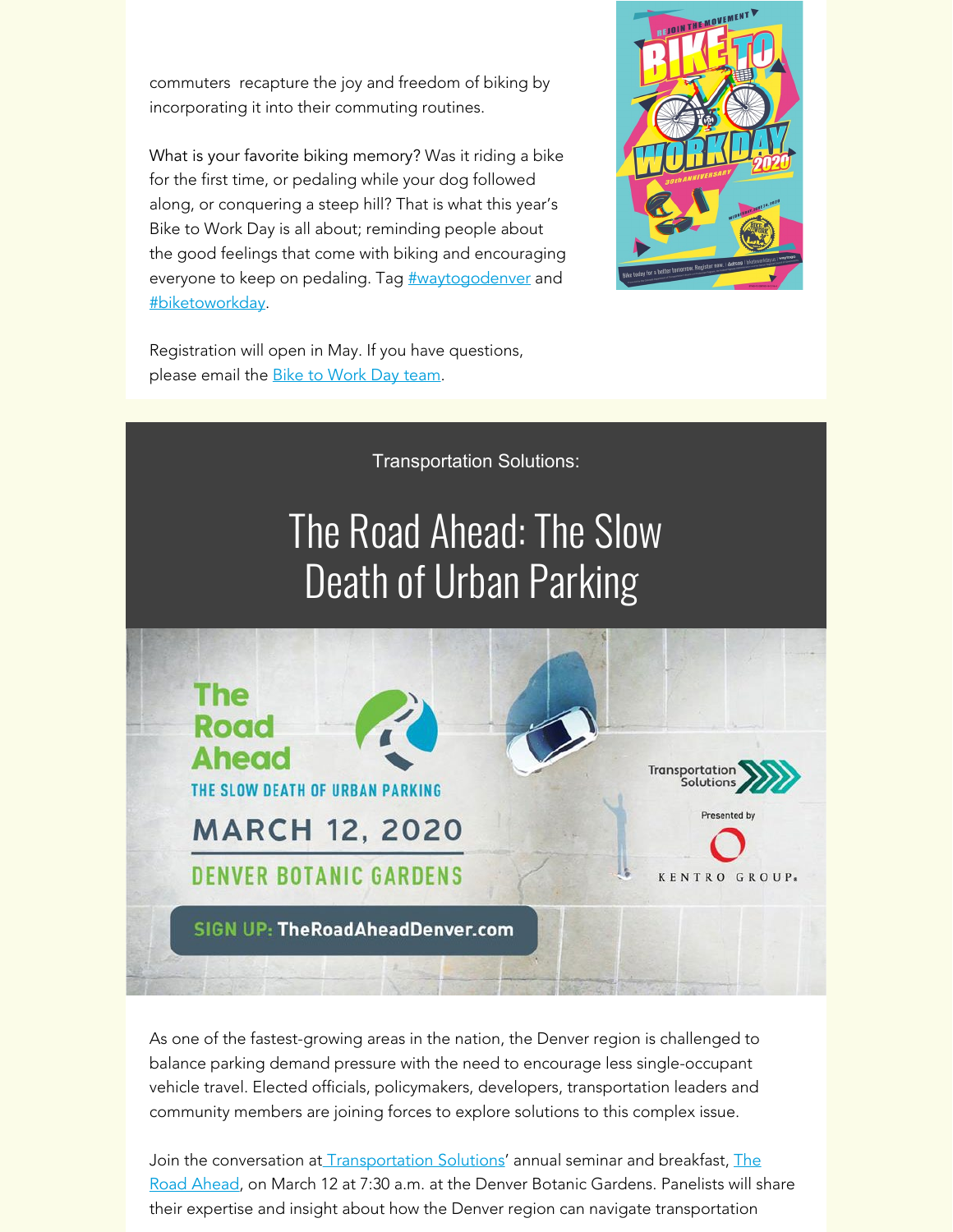commuters recapture the joy and freedom of biking by incorporating it into their commuting routines.

What is your favorite biking memory? Was it riding a bike for the first time, or pedaling while your dog followed along, or conquering a steep hill? That is what this year's Bike to Work Day is all about; reminding people about the good feelings that come with biking and encouraging everyone to keep on pedaling. Tag #waytogodenver and #biketoworkday.

Registration will open in May. If you have questions, please email the Bike to Work Day team.

Transportation Solutions:

# The Road Ahead: The Slow Death of Urban Parking

As one of the fastest-growing areas in the nation, the Denver region is challenged to balance parking demand pressure with the need to encourage less single-occupant vehicle travel. Elected officials, policymakers, developers, transportation leaders and community members are joining forces to explore solutions to this complex issue.

Join the conversation at Transportation Solutions' annual seminar and breakfast, The Road Ahead, on March 12 at 7:30 a.m. at the Denver Botanic Gardens. Panelists will share their expertise and insight about how the Denver region can navigate transportation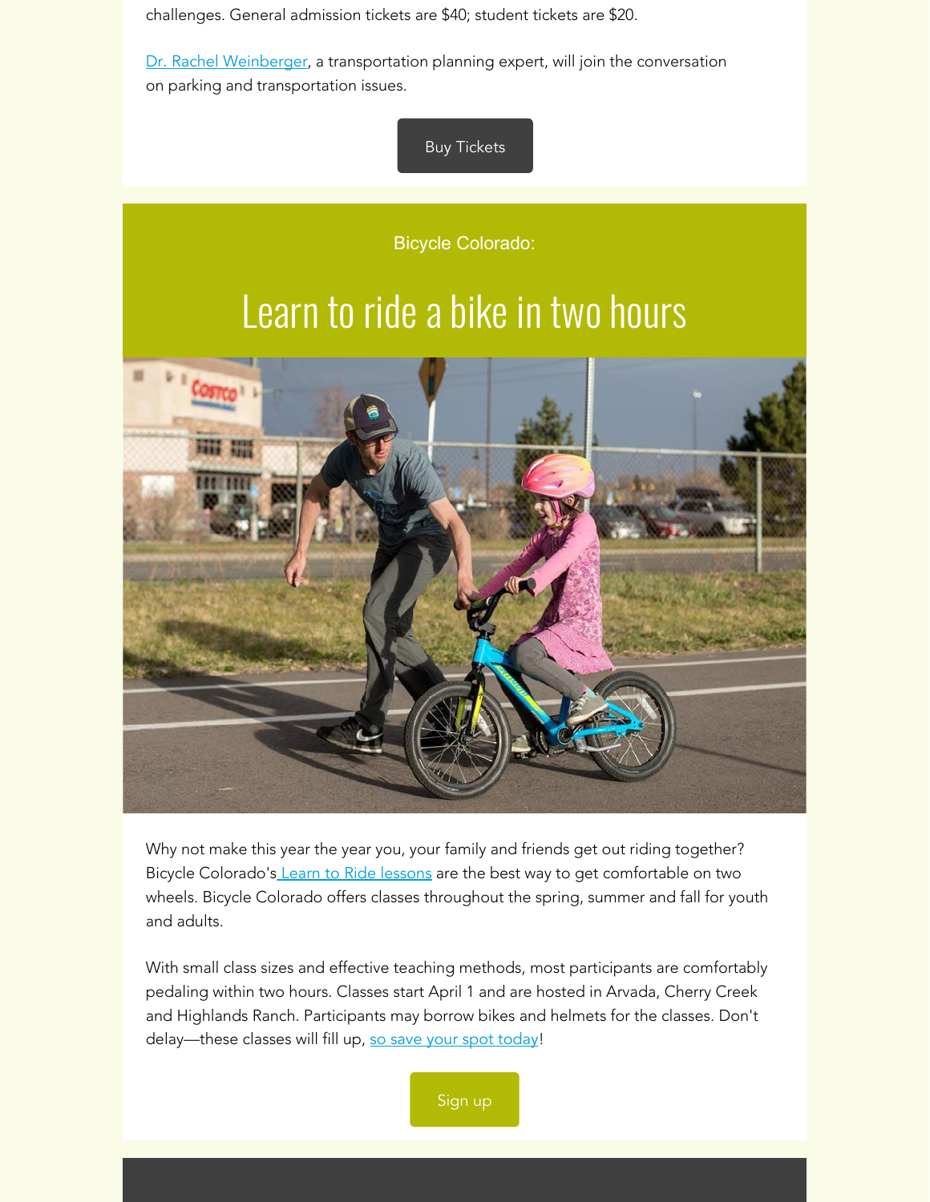challenges. General admission tickets are $40; student tickets are $20.

Dr. Rachel Weinberger, a transportation planning expert, will join the conversation on parking and transportation issues.

Buy Tickets

Bicycle Colorado:

# Learn to ride a bike in two hours

Why not make this year the year you, your family and friends get out riding together? Bicycle Colorado's Learn to Ride lessons are the best way to get comfortable on two wheels. Bicycle Colorado offers classes throughout the spring, summer and fall for youth and adults.

With small class sizes and effective teaching methods, most participants are comfortably pedaling within two hours. Classes start April 1 and are hosted in Arvada, Cherry Creek and Highlands Ranch. Participants may borrow bikes and helmets for the classes. Don't delay—these classes will fill up, so save your spot today!

Sign up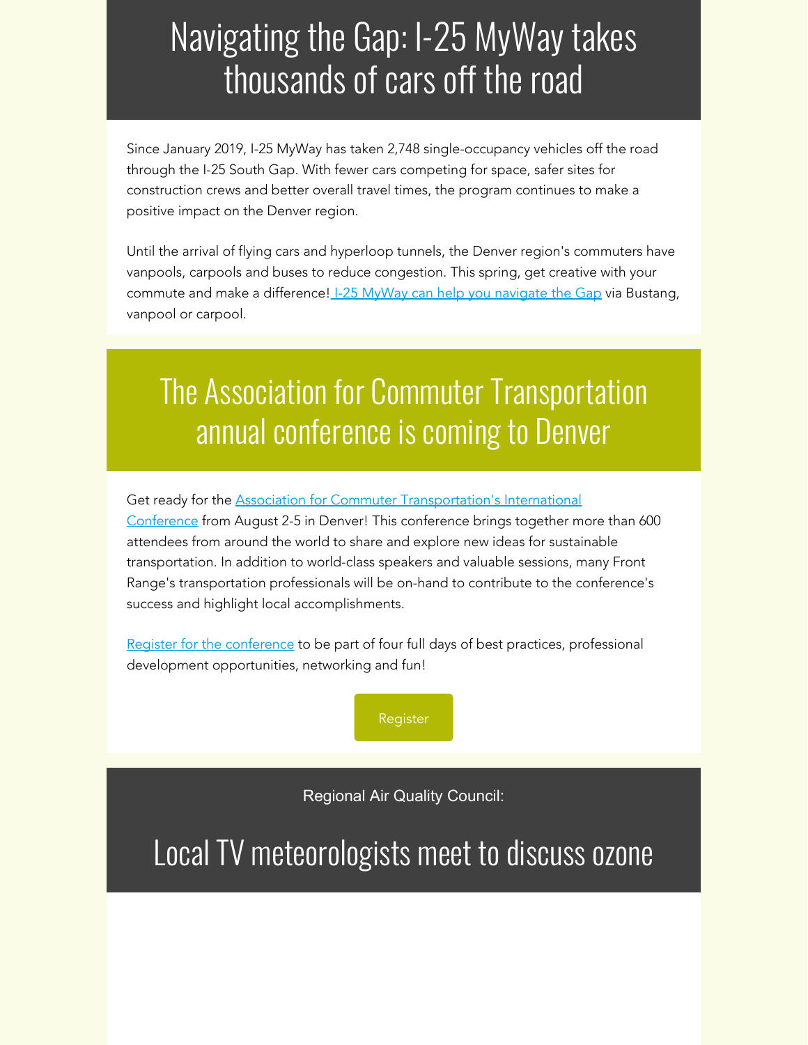# Navigating the Gap: I-25 MyWay takes thousands of cars off the road

Since January 2019, I-25 MyWay has taken 2,748 single-occupancy vehicles off the road through the I-25 South Gap. With fewer cars competing for space, safer sites for construction crews and better overall travel times, the program continues to make a positive impact on the Denver region.

Until the arrival of flying cars and hyperloop tunnels, the Denver region's commuters have vanpools, carpools and buses to reduce congestion. This spring, get creative with your commute and make a difference! I-25 MyWay can help you navigate the Gap via Bustang, vanpool or carpool.

# The Association for Commuter Transportation annual conference is coming to Denver

Get ready for the Association for Commuter Transportation's International Conference from August 2-5 in Denver! This conference brings together more than 600 attendees from around the world to share and explore new ideas for sustainable transportation. In addition to world-class speakers and valuable sessions, many Front Range's transportation professionals will be on-hand to contribute to the conference's success and highlight local accomplishments.

Register for the conference to be part of four full days of best practices, professional development opportunities, networking and fun!

Register

Regional Air Quality Council:

# Local TV meteorologists meet to discuss ozone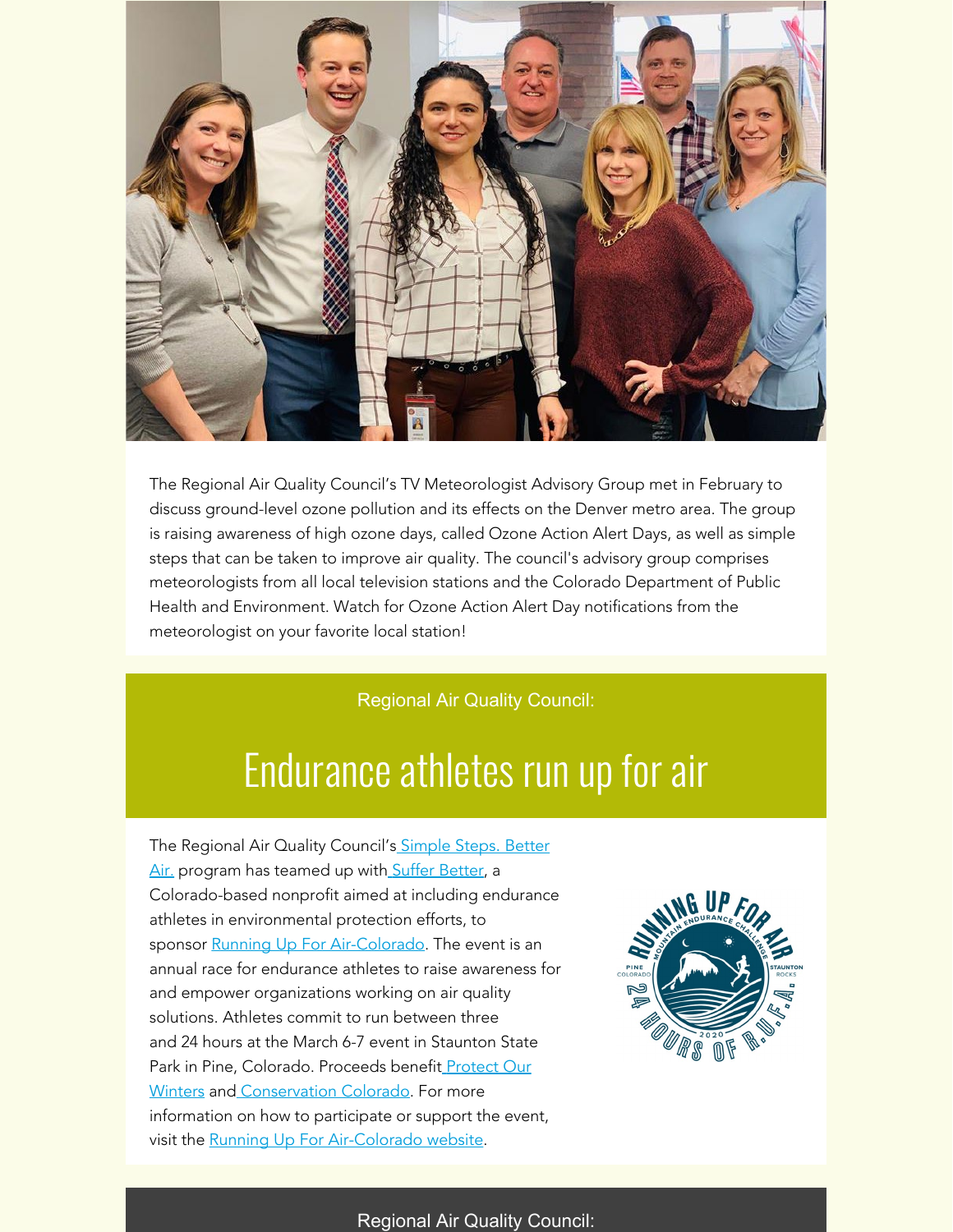The Regional Air Quality Council's TV Meteorologist Advisory Group met in February to discuss ground-level ozone pollution and its effects on the Denver metro area. The group is raising awareness of high ozone days, called Ozone Action Alert Days, as well as simple steps that can be taken to improve air quality. The council's advisory group comprises meteorologists from all local television stations and the Colorado Department of Public Health and Environment. Watch for Ozone Action Alert Day notifications from the meteorologist on your favorite local station!

Regional Air Quality Council:

# Endurance athletes run up for air

The Regional Air Quality Council's Simple Steps. Better Air. program has teamed up with Suffer Better, a Colorado-based nonprofit aimed at including endurance athletes in environmental protection efforts, to sponsor Running Up For Air-Colorado. The event is an annual race for endurance athletes to raise awareness for and empower organizations working on air quality solutions. Athletes commit to run between three and 24 hours at the March 6-7 event in Staunton State Park in Pine, Colorado. Proceeds benefit Protect Our Winters and Conservation Colorado. For more information on how to participate or support the event, visit the Running Up For Air-Colorado website.

Regional Air Quality Council: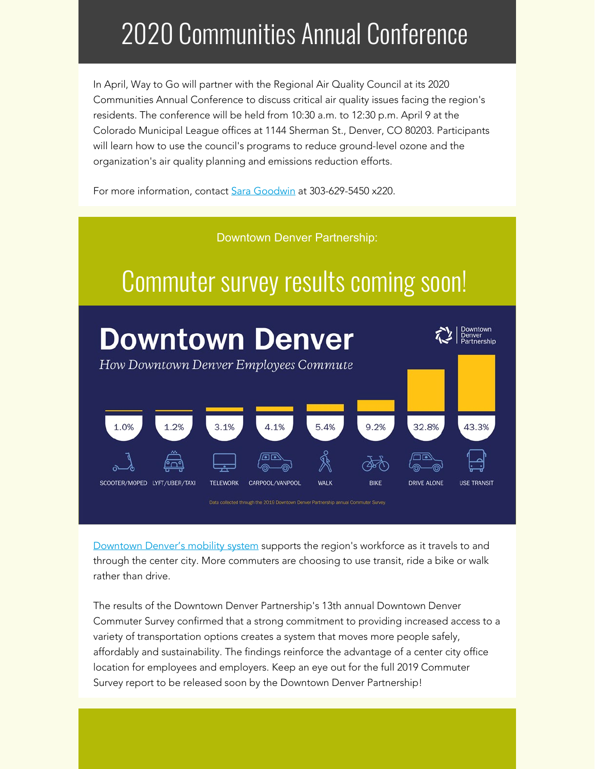# 2020 Communities Annual Conference

In April, Way to Go will partner with the Regional Air Quality Council at its 2020 Communities Annual Conference to discuss critical air quality issues facing the region's residents. The conference will be held from 10:30 a.m. to 12:30 p.m. April 9 at the Colorado Municipal League offices at 1144 Sherman St., Denver, CO 80203. Participants will learn how to use the council's programs to reduce ground-level ozone and the organization's air quality planning and emissions reduction efforts.

For more information, contact Sara Goodwin at 303-629-5450 x220.

Downtown Denver Partnership:

# Commuter survey results coming soon!

## Downtown Denver

*How Downtown Denver Employees Commute*

Downtown Denver Partnership

| SCOOTER/MOPED | LYFT/UBER/TAXI | TELEWORK | CARPOOL/VANPOOL | WALK | BIKE | DRIVE ALONE | USE TRANSIT |
|---|---|---|---|---|---|---|---|
| 1.0% | 1.2% | 3.1% | 4.1% | 5.4% | 9.2% | 32.8% | 43.3% |

Data collected through the 2019 Downtown Denver Partnership annual Commuter Survey.

Downtown Denver's mobility system supports the region's workforce as it travels to and through the center city. More commuters are choosing to use transit, ride a bike or walk rather than drive.

The results of the Downtown Denver Partnership's 13th annual Downtown Denver Commuter Survey confirmed that a strong commitment to providing increased access to a variety of transportation options creates a system that moves more people safely, affordably and sustainability. The findings reinforce the advantage of a center city office location for employees and employers. Keep an eye out for the full 2019 Commuter Survey report to be released soon by the Downtown Denver Partnership!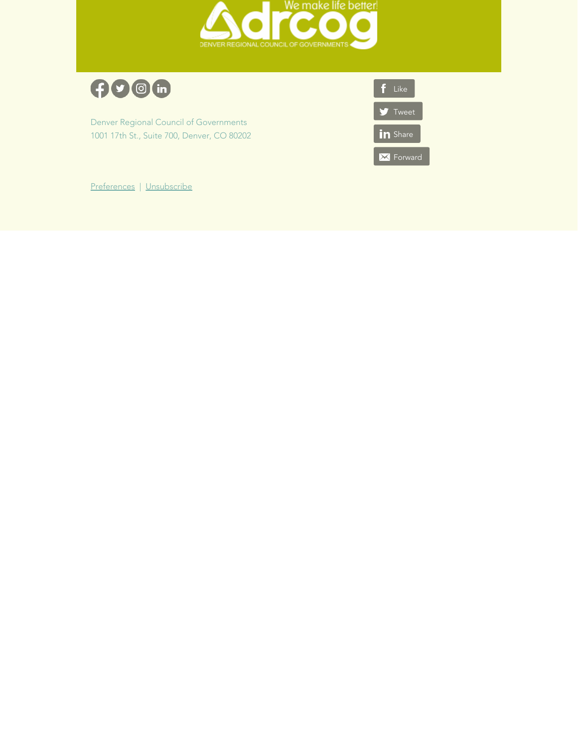We make life better!

drcog

DENVER REGIONAL COUNCIL OF GOVERNMENTS

Like

Tweet

Share

Forward

Denver Regional Council of Governments
1001 17th St., Suite 700, Denver, CO 80202

Preferences | Unsubscribe